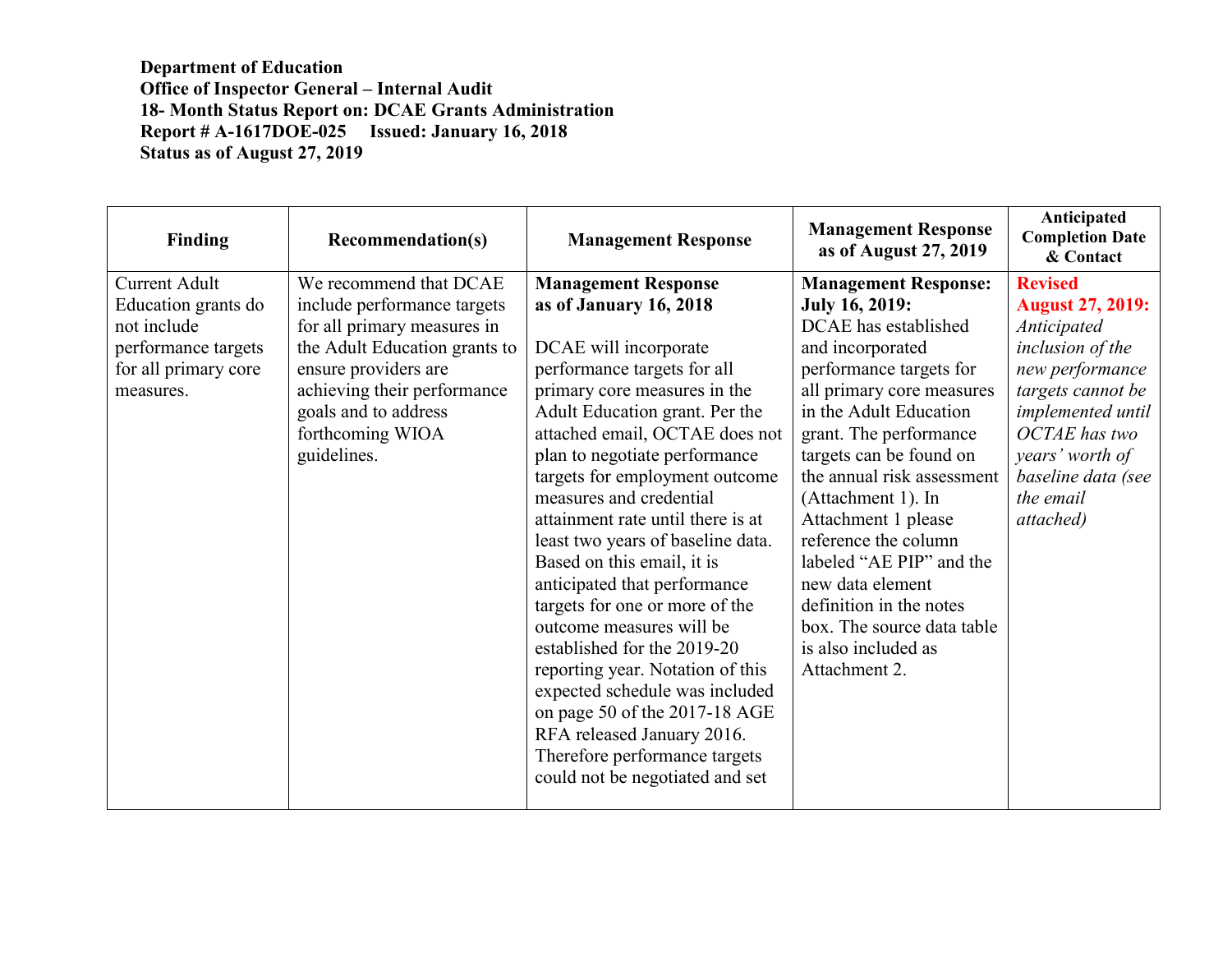**Department of Education**
**Office of Inspector General – Internal Audit**
**18- Month Status Report on: DCAE Grants Administration**
**Report # A-1617DOE-025 Issued: January 16, 2018**
**Status as of August 27, 2019**

| Finding | Recommendation(s) | Management Response | Management Response as of August 27, 2019 | Anticipated Completion Date & Contact |
|---|---|---|---|---|
| Current Adult Education grants do not include performance targets for all primary core measures. | We recommend that DCAE include performance targets for all primary measures in the Adult Education grants to ensure providers are achieving their performance goals and to address forthcoming WIOA guidelines. | **Management Response as of January 16, 2018**<br><br>DCAE will incorporate performance targets for all primary core measures in the Adult Education grant. Per the attached email, OCTAE does not plan to negotiate performance targets for employment outcome measures and credential attainment rate until there is at least two years of baseline data. Based on this email, it is anticipated that performance targets for one or more of the outcome measures will be established for the 2019-20 reporting year. Notation of this expected schedule was included on page 50 of the 2017-18 AGE RFA released January 2016. Therefore performance targets could not be negotiated and set | **Management Response: July 16, 2019:** DCAE has established and incorporated performance targets for all primary core measures in the Adult Education grant. The performance targets can be found on the annual risk assessment (Attachment 1). In Attachment 1 please reference the column labeled "AE PIP" and the new data element definition in the notes box. The source data table is also included as Attachment 2. | **Revised August 27, 2019:** *Anticipated inclusion of the new performance targets cannot be implemented until OCTAE has two years' worth of baseline data (see the email attached)* |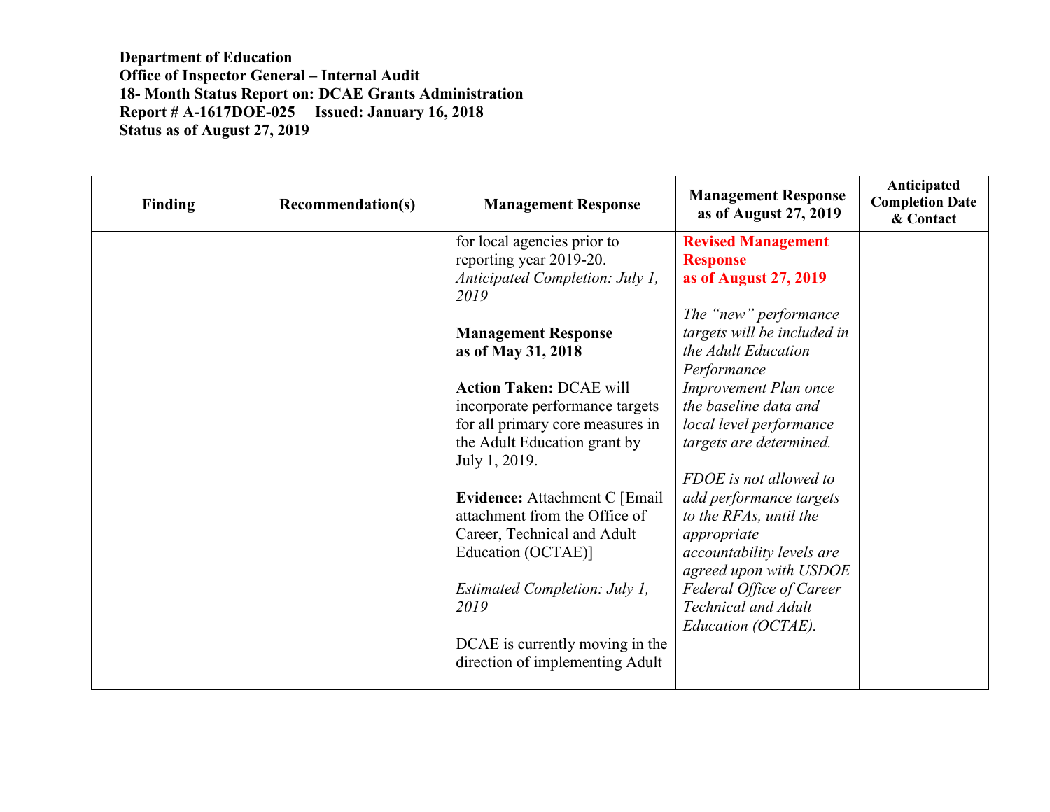**Department of Education**
**Office of Inspector General – Internal Audit**
**18- Month Status Report on: DCAE Grants Administration**
**Report # A-1617DOE-025 Issued: January 16, 2018**
**Status as of August 27, 2019**

| Finding | Recommendation(s) | Management Response | Management Response as of August 27, 2019 | Anticipated Completion Date & Contact |
|---|---|---|---|---|
| | | for local agencies prior to reporting year 2019-20. *Anticipated Completion: July 1, 2019*<br><br>**Management Response as of May 31, 2018**<br><br>**Action Taken:** DCAE will incorporate performance targets for all primary core measures in the Adult Education grant by July 1, 2019.<br><br>**Evidence:** Attachment C [Email attachment from the Office of Career, Technical and Adult Education (OCTAE)]<br><br>*Estimated Completion: July 1, 2019*<br><br>DCAE is currently moving in the direction of implementing Adult | **Revised Management Response as of August 27, 2019**<br><br>*The "new" performance targets will be included in the Adult Education Performance Improvement Plan once the baseline data and local level performance targets are determined.*<br><br>*FDOE is not allowed to add performance targets to the RFAs, until the appropriate accountability levels are agreed upon with USDOE Federal Office of Career Technical and Adult Education (OCTAE).* | |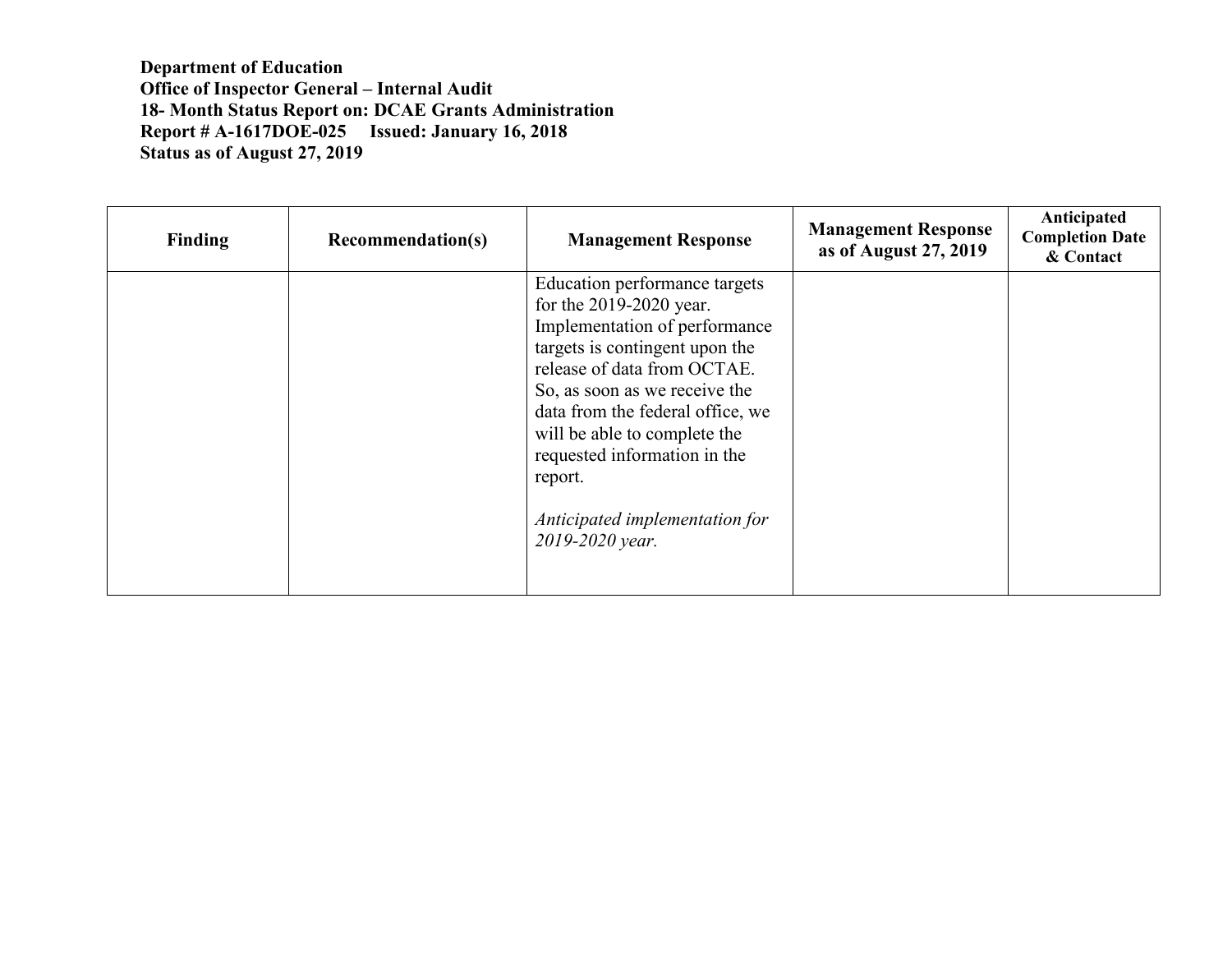**Department of Education**
**Office of Inspector General – Internal Audit**
**18- Month Status Report on: DCAE Grants Administration**
**Report # A-1617DOE-025 Issued: January 16, 2018**
**Status as of August 27, 2019**

| Finding | Recommendation(s) | Management Response | Management Response as of August 27, 2019 | Anticipated Completion Date & Contact |
|---|---|---|---|---|
| | | Education performance targets for the 2019-2020 year. Implementation of performance targets is contingent upon the release of data from OCTAE. So, as soon as we receive the data from the federal office, we will be able to complete the requested information in the report.<br><br>*Anticipated implementation for 2019-2020 year.* | | |